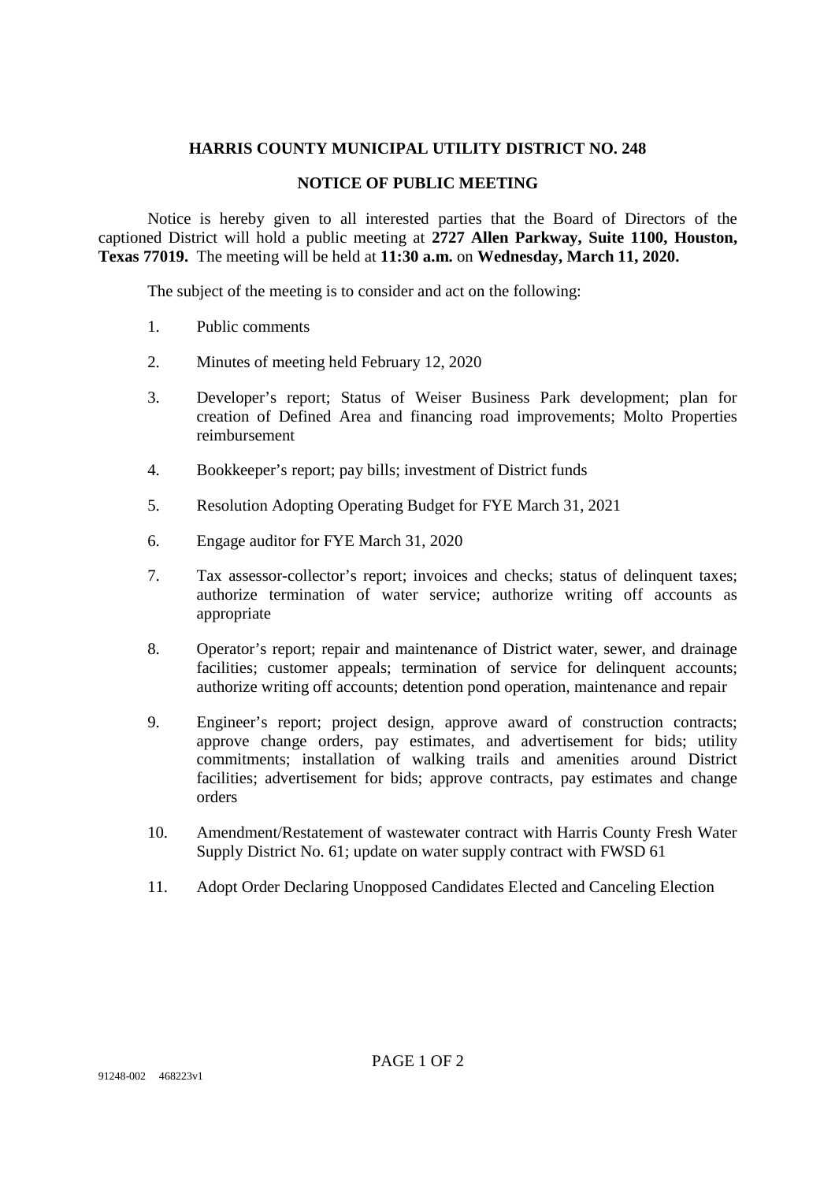# HARRIS COUNTY MUNICIPAL UTILITY DISTRICT NO. 248

## NOTICE OF PUBLIC MEETING

Notice is hereby given to all interested parties that the Board of Directors of the captioned District will hold a public meeting at **2727 Allen Parkway, Suite 1100, Houston, Texas 77019.** The meeting will be held at **11:30 a.m.** on **Wednesday, March 11, 2020.**

The subject of the meeting is to consider and act on the following:

1. Public comments
2. Minutes of meeting held February 12, 2020
3. Developer's report; Status of Weiser Business Park development; plan for creation of Defined Area and financing road improvements; Molto Properties reimbursement
4. Bookkeeper's report; pay bills; investment of District funds
5. Resolution Adopting Operating Budget for FYE March 31, 2021
6. Engage auditor for FYE March 31, 2020
7. Tax assessor-collector's report; invoices and checks; status of delinquent taxes; authorize termination of water service; authorize writing off accounts as appropriate
8. Operator's report; repair and maintenance of District water, sewer, and drainage facilities; customer appeals; termination of service for delinquent accounts; authorize writing off accounts; detention pond operation, maintenance and repair
9. Engineer's report; project design, approve award of construction contracts; approve change orders, pay estimates, and advertisement for bids; utility commitments; installation of walking trails and amenities around District facilities; advertisement for bids; approve contracts, pay estimates and change orders
10. Amendment/Restatement of wastewater contract with Harris County Fresh Water Supply District No. 61; update on water supply contract with FWSD 61
11. Adopt Order Declaring Unopposed Candidates Elected and Canceling Election

91248-002 468223v1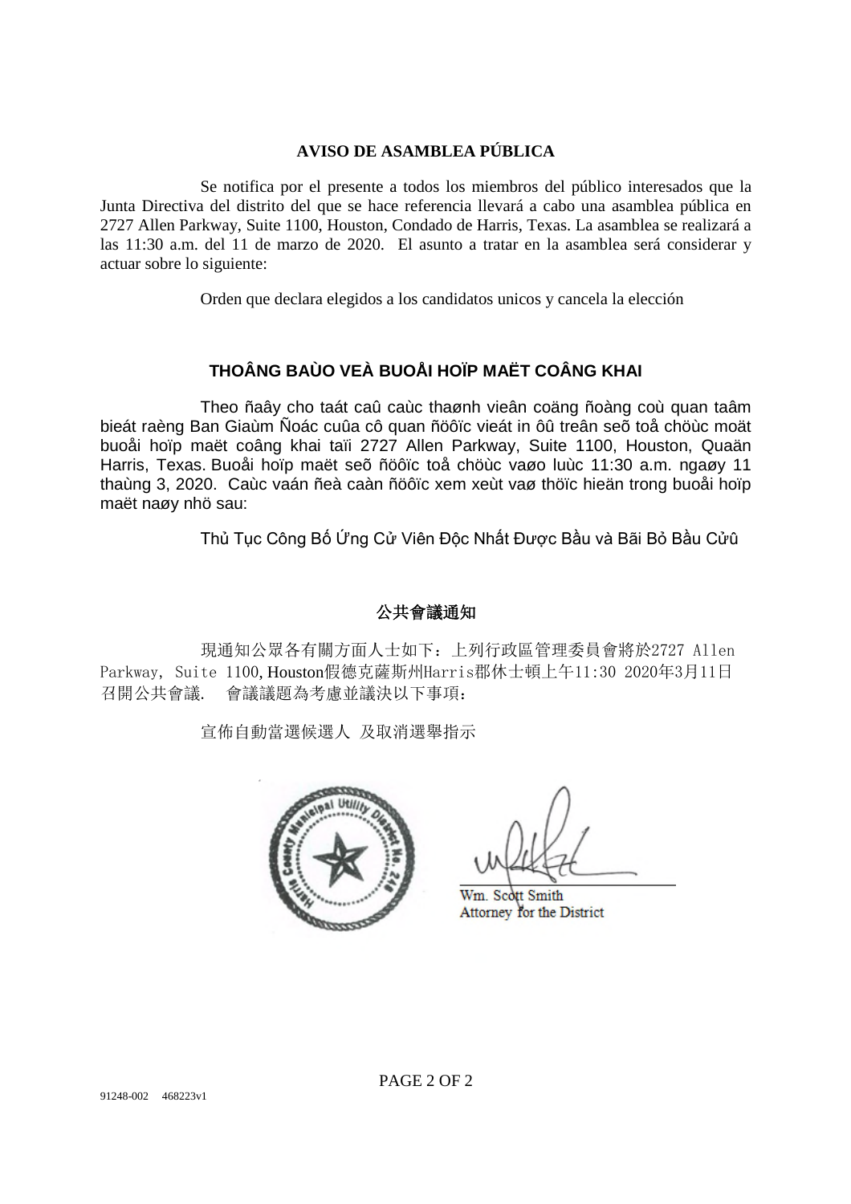## AVISO DE ASAMBLEA PÚBLICA

Se notifica por el presente a todos los miembros del público interesados que la Junta Directiva del distrito del que se hace referencia llevará a cabo una asamblea pública en 2727 Allen Parkway, Suite 1100, Houston, Condado de Harris, Texas. La asamblea se realizará a las 11:30 a.m. del 11 de marzo de 2020. El asunto a tratar en la asamblea será considerar y actuar sobre lo siguiente:

Orden que declara elegidos a los candidatos unicos y cancela la elección

## THOÂNG BAÙO VEÀ BUOÅI HOÏP MAËT COÂNG KHAI

Theo ñaây cho taát caû caùc thaønh vieân coäng ñoàng coù quan taâm bieát raèng Ban Giaùm Ñoác cuûa cô quan ñöôïc vieát in ôû treân seõ toå chöùc moät buoåi hoïp maët coâng khai taïi 2727 Allen Parkway, Suite 1100, Houston, Quaän Harris, Texas. Buoåi hoïp maët seõ ñöôïc toå chöùc vaøo luùc 11:30 a.m. ngaøy 11 thaùng 3, 2020. Caùc vaán ñeà caàn ñöôïc xem xeùt vaø thöïc hieän trong buoåi hoïp maët naøy nhö sau:

Thủ Tục Công Bố Ứng Cử Viên Độc Nhất Được Bầu và Bãi Bỏ Bầu Cửû

## 公共會議通知

現通知公眾各有關方面人士如下：上列行政區管理委員會將於2727 Allen Parkway, Suite 1100, Houston假德克薩斯州Harris郡休士頓上午11:30 2020年3月11日召開公共會議. 會議議題為考慮並議決以下事項：

宣佈自動當選候選人 及取消選舉指示

Wm. Scott Smith
Attorney for the District

91248-002 468223v1